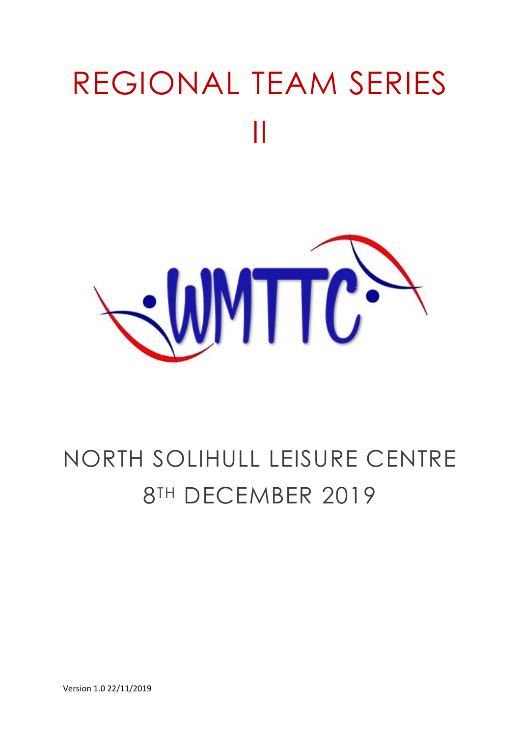# REGIONAL TEAM SERIES II

WMTTC

## NORTH SOLIHULL LEISURE CENTRE
## 8TH DECEMBER 2019

Version 1.0 22/11/2019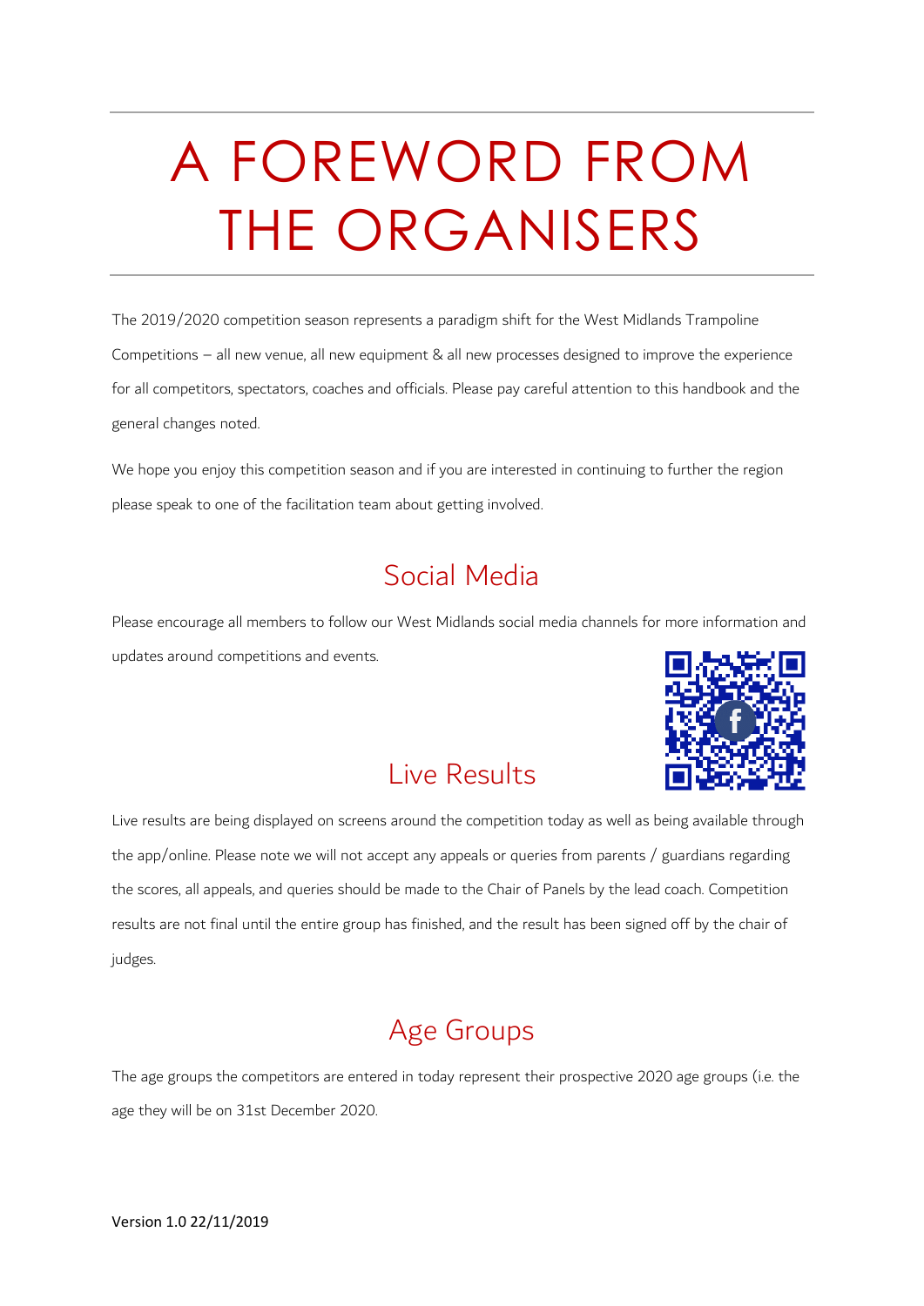# A FOREWORD FROM THE ORGANISERS

The 2019/2020 competition season represents a paradigm shift for the West Midlands Trampoline Competitions – all new venue, all new equipment & all new processes designed to improve the experience for all competitors, spectators, coaches and officials. Please pay careful attention to this handbook and the general changes noted.

We hope you enjoy this competition season and if you are interested in continuing to further the region please speak to one of the facilitation team about getting involved.

## Social Media

Please encourage all members to follow our West Midlands social media channels for more information and updates around competitions and events.

## Live Results

Live results are being displayed on screens around the competition today as well as being available through the app/online. Please note we will not accept any appeals or queries from parents / guardians regarding the scores, all appeals, and queries should be made to the Chair of Panels by the lead coach. Competition results are not final until the entire group has finished, and the result has been signed off by the chair of judges.

## Age Groups

The age groups the competitors are entered in today represent their prospective 2020 age groups (i.e. the age they will be on 31st December 2020.

Version 1.0 22/11/2019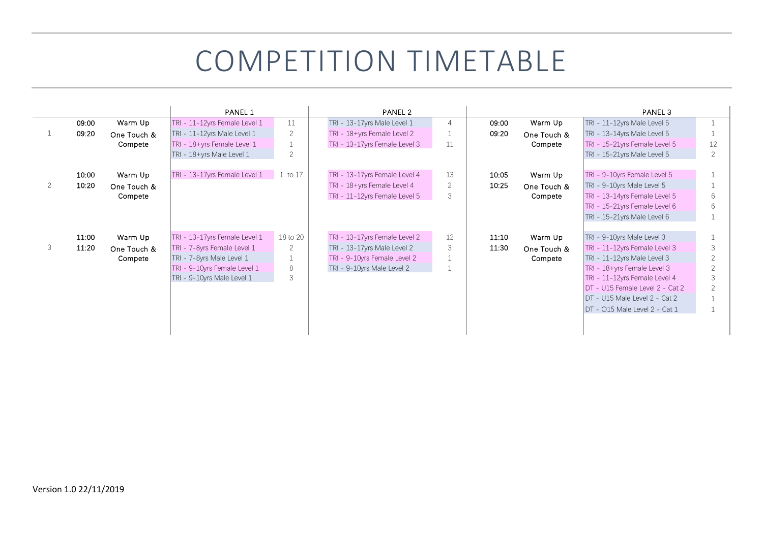# COMPETITION TIMETABLE

| | | | PANEL 1 | | PANEL 2 | | | | PANEL 3 | |
|---|---|---|---|---|---|---|---|---|---|---|
| | 09:00 | Warm Up | TRI - 11-12yrs Female Level 1 | 11 | TRI - 13-17yrs Male Level 1 | 4 | 09:00 | Warm Up | TRI - 11-12yrs Male Level 5 | 1 |
| 1 | 09:20 | One Touch & Compete | TRI - 11-12yrs Male Level 1 | 2 | TRI - 18+yrs Female Level 2 | 1 | 09:20 | One Touch & Compete | TRI - 13-14yrs Male Level 5 | 1 |
| | | | TRI - 18+yrs Female Level 1 | 1 | TRI - 13-17yrs Female Level 3 | 11 | | | TRI - 15-21yrs Female Level 5 | 12 |
| | | | TRI - 18+yrs Male Level 1 | 2 | | | | | TRI - 15-21yrs Male Level 5 | 2 |
| | 10:00 | Warm Up | TRI - 13-17yrs Female Level 1 | 1 to 17 | TRI - 13-17yrs Female Level 4 | 13 | 10:05 | Warm Up | TRI - 9-10yrs Female Level 5 | 1 |
| 2 | 10:20 | One Touch & Compete | | | TRI - 18+yrs Female Level 4 | 2 | 10:25 | One Touch & Compete | TRI - 9-10yrs Male Level 5 | 1 |
| | | | | | TRI - 11-12yrs Female Level 5 | 3 | | | TRI - 13-14yrs Female Level 5 | 6 |
| | | | | | | | | | TRI - 15-21yrs Female Level 6 | 6 |
| | | | | | | | | | TRI - 15-21yrs Male Level 6 | 1 |
| | 11:00 | Warm Up | TRI - 13-17yrs Female Level 1 | 18 to 20 | TRI - 13-17yrs Female Level 2 | 12 | 11:10 | Warm Up | TRI - 9-10yrs Male Level 3 | 1 |
| 3 | 11:20 | One Touch & Compete | TRI - 7-8yrs Female Level 1 | 2 | TRI - 13-17yrs Male Level 2 | 3 | 11:30 | One Touch & Compete | TRI - 11-12yrs Female Level 3 | 3 |
| | | | TRI - 7-8yrs Male Level 1 | 1 | TRI - 9-10yrs Female Level 2 | 1 | | | TRI - 11-12yrs Male Level 3 | 2 |
| | | | TRI - 9-10yrs Female Level 1 | 8 | TRI - 9-10yrs Male Level 2 | 1 | | | TRI - 18+yrs Female Level 3 | 2 |
| | | | TRI - 9-10yrs Male Level 1 | 3 | | | | | TRI - 11-12yrs Female Level 4 | 3 |
| | | | | | | | | | DT - U15 Female Level 2 - Cat 2 | 2 |
| | | | | | | | | | DT - U15 Male Level 2 - Cat 2 | 1 |
| | | | | | | | | | DT - O15 Male Level 2 - Cat 1 | 1 |

Version 1.0 22/11/2019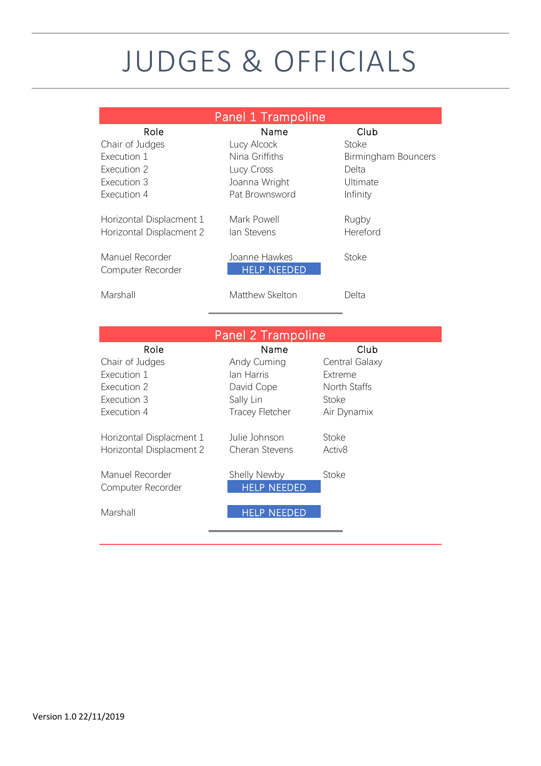# JUDGES & OFFICIALS

## Panel 1 Trampoline

| Role | Name | Club |
|---|---|---|
| Chair of Judges | Lucy Alcock | Stoke |
| Execution 1 | Nina Griffiths | Birmingham Bouncers |
| Execution 2 | Lucy Cross | Delta |
| Execution 3 | Joanna Wright | Ultimate |
| Execution 4 | Pat Brownsword | Infinity |
| | | |
| Horizontal Displacment 1 | Mark Powell | Rugby |
| Horizontal Displacment 2 | Ian Stevens | Hereford |
| | | |
| Manuel Recorder | Joanne Hawkes | Stoke |
| Computer Recorder | HELP NEEDED | |
| | | |
| Marshall | Matthew Skelton | Delta |

## Panel 2 Trampoline

| Role | Name | Club |
|---|---|---|
| Chair of Judges | Andy Cuming | Central Galaxy |
| Execution 1 | Ian Harris | Extreme |
| Execution 2 | David Cope | North Staffs |
| Execution 3 | Sally Lin | Stoke |
| Execution 4 | Tracey Fletcher | Air Dynamix |
| | | |
| Horizontal Displacment 1 | Julie Johnson | Stoke |
| Horizontal Displacment 2 | Cheran Stevens | Activ8 |
| | | |
| Manuel Recorder | Shelly Newby | Stoke |
| Computer Recorder | HELP NEEDED | |
| | | |
| Marshall | HELP NEEDED | |

Version 1.0 22/11/2019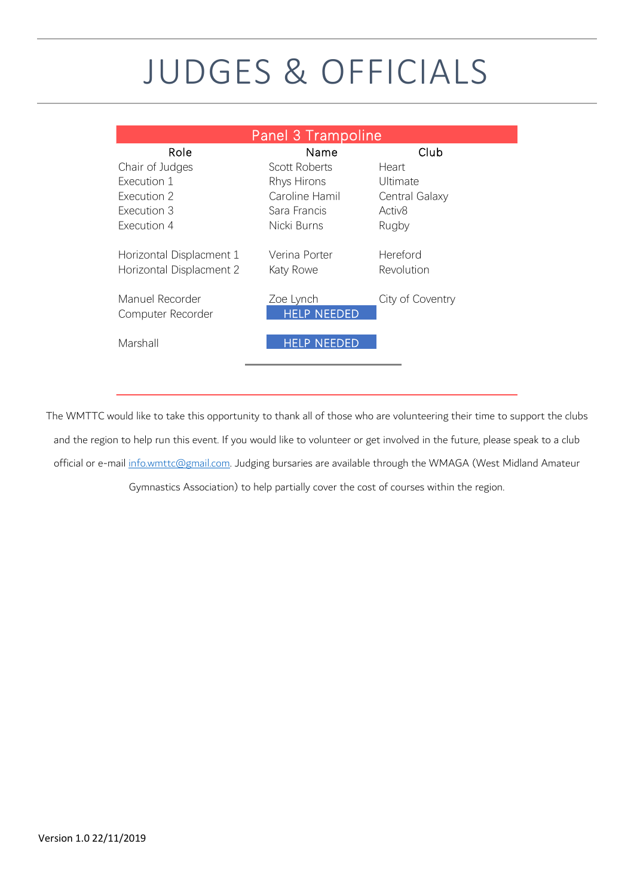# JUDGES & OFFICIALS

| Panel 3 Trampoline | | |
|---|---|---|
| Role | Name | Club |
| Chair of Judges | Scott Roberts | Heart |
| Execution 1 | Rhys Hirons | Ultimate |
| Execution 2 | Caroline Hamil | Central Galaxy |
| Execution 3 | Sara Francis | Activ8 |
| Execution 4 | Nicki Burns | Rugby |
| Horizontal Displacment 1 | Verina Porter | Hereford |
| Horizontal Displacment 2 | Katy Rowe | Revolution |
| Manuel Recorder | Zoe Lynch | City of Coventry |
| Computer Recorder | HELP NEEDED | |
| Marshall | HELP NEEDED | |

The WMTTC would like to take this opportunity to thank all of those who are volunteering their time to support the clubs and the region to help run this event. If you would like to volunteer or get involved in the future, please speak to a club official or e-mail info.wmttc@gmail.com. Judging bursaries are available through the WMAGA (West Midland Amateur Gymnastics Association) to help partially cover the cost of courses within the region.

Version 1.0 22/11/2019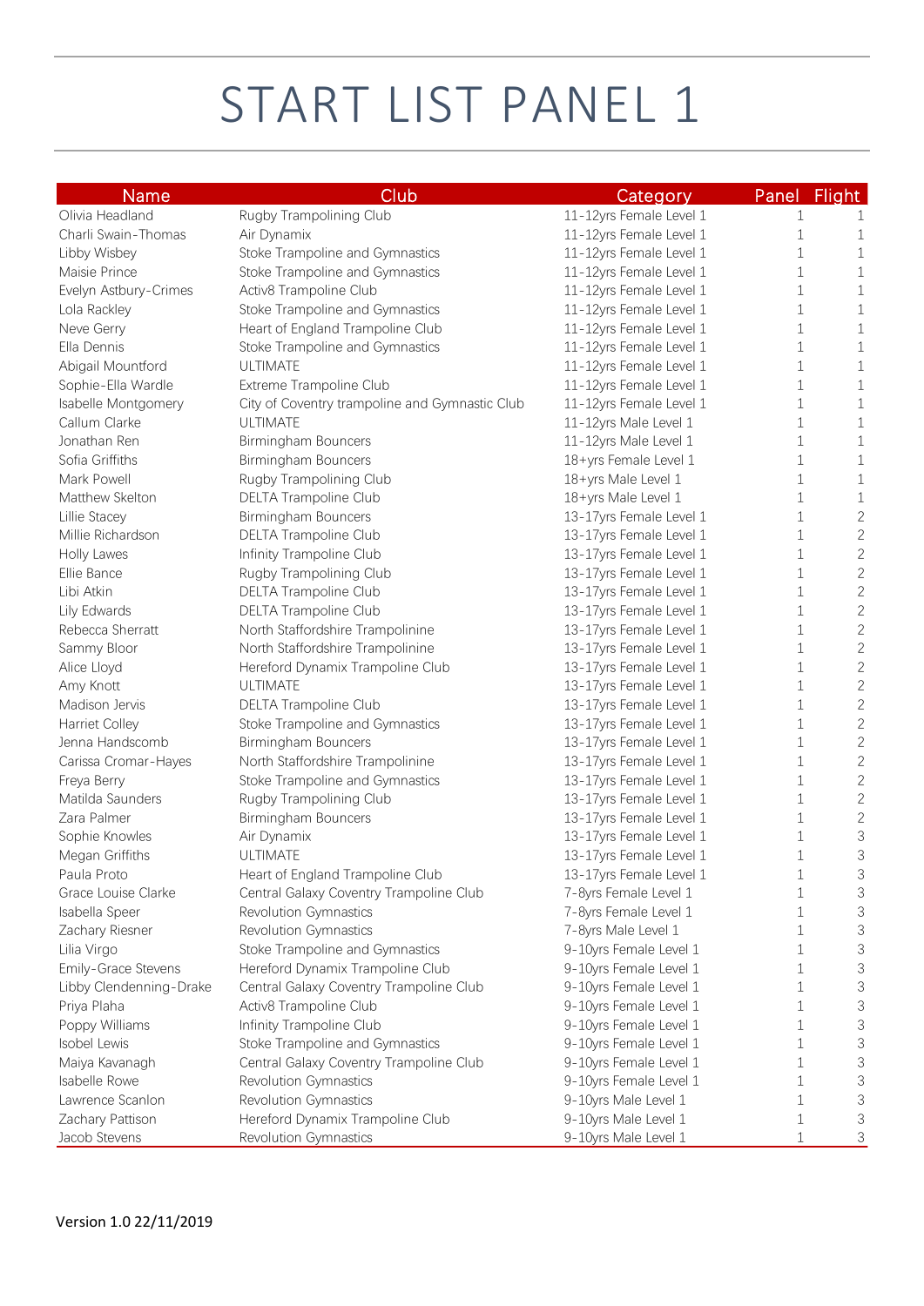# START LIST PANEL 1

| Name | Club | Category | Panel | Flight |
|---|---|---|---|---|
| Olivia Headland | Rugby Trampolining Club | 11-12yrs Female Level 1 | 1 | 1 |
| Charli Swain-Thomas | Air Dynamix | 11-12yrs Female Level 1 | 1 | 1 |
| Libby Wisbey | Stoke Trampoline and Gymnastics | 11-12yrs Female Level 1 | 1 | 1 |
| Maisie Prince | Stoke Trampoline and Gymnastics | 11-12yrs Female Level 1 | 1 | 1 |
| Evelyn Astbury-Crimes | Activ8 Trampoline Club | 11-12yrs Female Level 1 | 1 | 1 |
| Lola Rackley | Stoke Trampoline and Gymnastics | 11-12yrs Female Level 1 | 1 | 1 |
| Neve Gerry | Heart of England Trampoline Club | 11-12yrs Female Level 1 | 1 | 1 |
| Ella Dennis | Stoke Trampoline and Gymnastics | 11-12yrs Female Level 1 | 1 | 1 |
| Abigail Mountford | ULTIMATE | 11-12yrs Female Level 1 | 1 | 1 |
| Sophie-Ella Wardle | Extreme Trampoline Club | 11-12yrs Female Level 1 | 1 | 1 |
| Isabelle Montgomery | City of Coventry trampoline and Gymnastic Club | 11-12yrs Female Level 1 | 1 | 1 |
| Callum Clarke | ULTIMATE | 11-12yrs Male Level 1 | 1 | 1 |
| Jonathan Ren | Birmingham Bouncers | 11-12yrs Male Level 1 | 1 | 1 |
| Sofia Griffiths | Birmingham Bouncers | 18+yrs Female Level 1 | 1 | 1 |
| Mark Powell | Rugby Trampolining Club | 18+yrs Male Level 1 | 1 | 1 |
| Matthew Skelton | DELTA Trampoline Club | 18+yrs Male Level 1 | 1 | 1 |
| Lillie Stacey | Birmingham Bouncers | 13-17yrs Female Level 1 | 1 | 2 |
| Millie Richardson | DELTA Trampoline Club | 13-17yrs Female Level 1 | 1 | 2 |
| Holly Lawes | Infinity Trampoline Club | 13-17yrs Female Level 1 | 1 | 2 |
| Ellie Bance | Rugby Trampolining Club | 13-17yrs Female Level 1 | 1 | 2 |
| Libi Atkin | DELTA Trampoline Club | 13-17yrs Female Level 1 | 1 | 2 |
| Lily Edwards | DELTA Trampoline Club | 13-17yrs Female Level 1 | 1 | 2 |
| Rebecca Sherratt | North Staffordshire Trampolinine | 13-17yrs Female Level 1 | 1 | 2 |
| Sammy Bloor | North Staffordshire Trampolinine | 13-17yrs Female Level 1 | 1 | 2 |
| Alice Lloyd | Hereford Dynamix Trampoline Club | 13-17yrs Female Level 1 | 1 | 2 |
| Amy Knott | ULTIMATE | 13-17yrs Female Level 1 | 1 | 2 |
| Madison Jervis | DELTA Trampoline Club | 13-17yrs Female Level 1 | 1 | 2 |
| Harriet Colley | Stoke Trampoline and Gymnastics | 13-17yrs Female Level 1 | 1 | 2 |
| Jenna Handscomb | Birmingham Bouncers | 13-17yrs Female Level 1 | 1 | 2 |
| Carissa Cromar-Hayes | North Staffordshire Trampolinine | 13-17yrs Female Level 1 | 1 | 2 |
| Freya Berry | Stoke Trampoline and Gymnastics | 13-17yrs Female Level 1 | 1 | 2 |
| Matilda Saunders | Rugby Trampolining Club | 13-17yrs Female Level 1 | 1 | 2 |
| Zara Palmer | Birmingham Bouncers | 13-17yrs Female Level 1 | 1 | 2 |
| Sophie Knowles | Air Dynamix | 13-17yrs Female Level 1 | 1 | 3 |
| Megan Griffiths | ULTIMATE | 13-17yrs Female Level 1 | 1 | 3 |
| Paula Proto | Heart of England Trampoline Club | 13-17yrs Female Level 1 | 1 | 3 |
| Grace Louise Clarke | Central Galaxy Coventry Trampoline Club | 7-8yrs Female Level 1 | 1 | 3 |
| Isabella Speer | Revolution Gymnastics | 7-8yrs Female Level 1 | 1 | 3 |
| Zachary Riesner | Revolution Gymnastics | 7-8yrs Male Level 1 | 1 | 3 |
| Lilia Virgo | Stoke Trampoline and Gymnastics | 9-10yrs Female Level 1 | 1 | 3 |
| Emily-Grace Stevens | Hereford Dynamix Trampoline Club | 9-10yrs Female Level 1 | 1 | 3 |
| Libby Clendenning-Drake | Central Galaxy Coventry Trampoline Club | 9-10yrs Female Level 1 | 1 | 3 |
| Priya Plaha | Activ8 Trampoline Club | 9-10yrs Female Level 1 | 1 | 3 |
| Poppy Williams | Infinity Trampoline Club | 9-10yrs Female Level 1 | 1 | 3 |
| Isobel Lewis | Stoke Trampoline and Gymnastics | 9-10yrs Female Level 1 | 1 | 3 |
| Maiya Kavanagh | Central Galaxy Coventry Trampoline Club | 9-10yrs Female Level 1 | 1 | 3 |
| Isabelle Rowe | Revolution Gymnastics | 9-10yrs Female Level 1 | 1 | 3 |
| Lawrence Scanlon | Revolution Gymnastics | 9-10yrs Male Level 1 | 1 | 3 |
| Zachary Pattison | Hereford Dynamix Trampoline Club | 9-10yrs Male Level 1 | 1 | 3 |
| Jacob Stevens | Revolution Gymnastics | 9-10yrs Male Level 1 | 1 | 3 |

Version 1.0 22/11/2019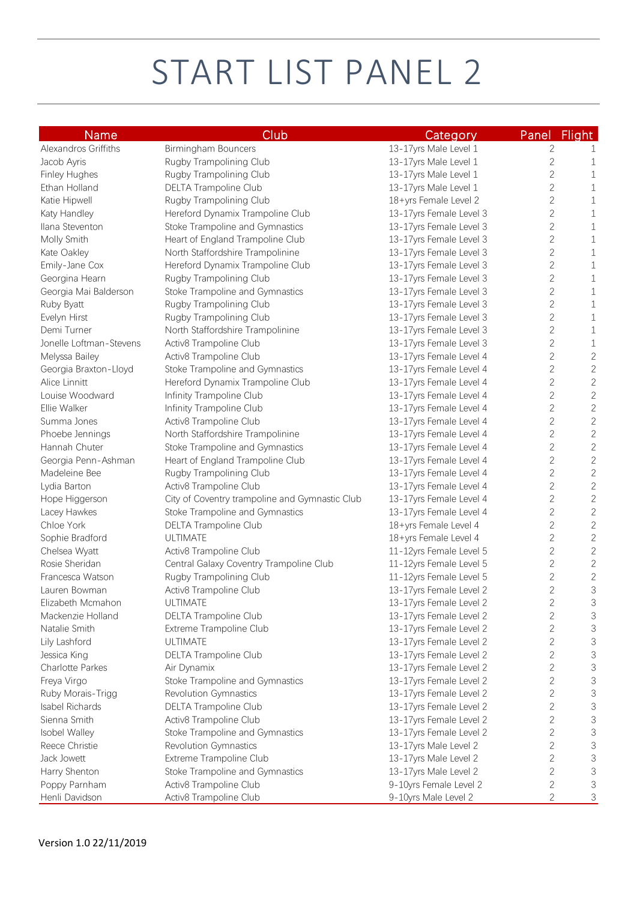# START LIST PANEL 2

| Name | Club | Category | Panel | Flight |
|---|---|---|---|---|
| Alexandros Griffiths | Birmingham Bouncers | 13-17yrs Male Level 1 | 2 | 1 |
| Jacob Ayris | Rugby Trampolining Club | 13-17yrs Male Level 1 | 2 | 1 |
| Finley Hughes | Rugby Trampolining Club | 13-17yrs Male Level 1 | 2 | 1 |
| Ethan Holland | DELTA Trampoline Club | 13-17yrs Male Level 1 | 2 | 1 |
| Katie Hipwell | Rugby Trampolining Club | 18+yrs Female Level 2 | 2 | 1 |
| Katy Handley | Hereford Dynamix Trampoline Club | 13-17yrs Female Level 3 | 2 | 1 |
| Ilana Steventon | Stoke Trampoline and Gymnastics | 13-17yrs Female Level 3 | 2 | 1 |
| Molly Smith | Heart of England Trampoline Club | 13-17yrs Female Level 3 | 2 | 1 |
| Kate Oakley | North Staffordshire Trampolinine | 13-17yrs Female Level 3 | 2 | 1 |
| Emily-Jane Cox | Hereford Dynamix Trampoline Club | 13-17yrs Female Level 3 | 2 | 1 |
| Georgina Hearn | Rugby Trampolining Club | 13-17yrs Female Level 3 | 2 | 1 |
| Georgia Mai Balderson | Stoke Trampoline and Gymnastics | 13-17yrs Female Level 3 | 2 | 1 |
| Ruby Byatt | Rugby Trampolining Club | 13-17yrs Female Level 3 | 2 | 1 |
| Evelyn Hirst | Rugby Trampolining Club | 13-17yrs Female Level 3 | 2 | 1 |
| Demi Turner | North Staffordshire Trampolinine | 13-17yrs Female Level 3 | 2 | 1 |
| Jonelle Loftman-Stevens | Activ8 Trampoline Club | 13-17yrs Female Level 3 | 2 | 1 |
| Melyssa Bailey | Activ8 Trampoline Club | 13-17yrs Female Level 4 | 2 | 2 |
| Georgia Braxton-Lloyd | Stoke Trampoline and Gymnastics | 13-17yrs Female Level 4 | 2 | 2 |
| Alice Linnitt | Hereford Dynamix Trampoline Club | 13-17yrs Female Level 4 | 2 | 2 |
| Louise Woodward | Infinity Trampoline Club | 13-17yrs Female Level 4 | 2 | 2 |
| Ellie Walker | Infinity Trampoline Club | 13-17yrs Female Level 4 | 2 | 2 |
| Summa Jones | Activ8 Trampoline Club | 13-17yrs Female Level 4 | 2 | 2 |
| Phoebe Jennings | North Staffordshire Trampolinine | 13-17yrs Female Level 4 | 2 | 2 |
| Hannah Chuter | Stoke Trampoline and Gymnastics | 13-17yrs Female Level 4 | 2 | 2 |
| Georgia Penn-Ashman | Heart of England Trampoline Club | 13-17yrs Female Level 4 | 2 | 2 |
| Madeleine Bee | Rugby Trampolining Club | 13-17yrs Female Level 4 | 2 | 2 |
| Lydia Barton | Activ8 Trampoline Club | 13-17yrs Female Level 4 | 2 | 2 |
| Hope Higgerson | City of Coventry trampoline and Gymnastic Club | 13-17yrs Female Level 4 | 2 | 2 |
| Lacey Hawkes | Stoke Trampoline and Gymnastics | 13-17yrs Female Level 4 | 2 | 2 |
| Chloe York | DELTA Trampoline Club | 18+yrs Female Level 4 | 2 | 2 |
| Sophie Bradford | ULTIMATE | 18+yrs Female Level 4 | 2 | 2 |
| Chelsea Wyatt | Activ8 Trampoline Club | 11-12yrs Female Level 5 | 2 | 2 |
| Rosie Sheridan | Central Galaxy Coventry Trampoline Club | 11-12yrs Female Level 5 | 2 | 2 |
| Francesca Watson | Rugby Trampolining Club | 11-12yrs Female Level 5 | 2 | 2 |
| Lauren Bowman | Activ8 Trampoline Club | 13-17yrs Female Level 2 | 2 | 3 |
| Elizabeth Mcmahon | ULTIMATE | 13-17yrs Female Level 2 | 2 | 3 |
| Mackenzie Holland | DELTA Trampoline Club | 13-17yrs Female Level 2 | 2 | 3 |
| Natalie Smith | Extreme Trampoline Club | 13-17yrs Female Level 2 | 2 | 3 |
| Lily Lashford | ULTIMATE | 13-17yrs Female Level 2 | 2 | 3 |
| Jessica King | DELTA Trampoline Club | 13-17yrs Female Level 2 | 2 | 3 |
| Charlotte Parkes | Air Dynamix | 13-17yrs Female Level 2 | 2 | 3 |
| Freya Virgo | Stoke Trampoline and Gymnastics | 13-17yrs Female Level 2 | 2 | 3 |
| Ruby Morais-Trigg | Revolution Gymnastics | 13-17yrs Female Level 2 | 2 | 3 |
| Isabel Richards | DELTA Trampoline Club | 13-17yrs Female Level 2 | 2 | 3 |
| Sienna Smith | Activ8 Trampoline Club | 13-17yrs Female Level 2 | 2 | 3 |
| Isobel Walley | Stoke Trampoline and Gymnastics | 13-17yrs Female Level 2 | 2 | 3 |
| Reece Christie | Revolution Gymnastics | 13-17yrs Male Level 2 | 2 | 3 |
| Jack Jowett | Extreme Trampoline Club | 13-17yrs Male Level 2 | 2 | 3 |
| Harry Shenton | Stoke Trampoline and Gymnastics | 13-17yrs Male Level 2 | 2 | 3 |
| Poppy Parnham | Activ8 Trampoline Club | 9-10yrs Female Level 2 | 2 | 3 |
| Henli Davidson | Activ8 Trampoline Club | 9-10yrs Male Level 2 | 2 | 3 |

Version 1.0 22/11/2019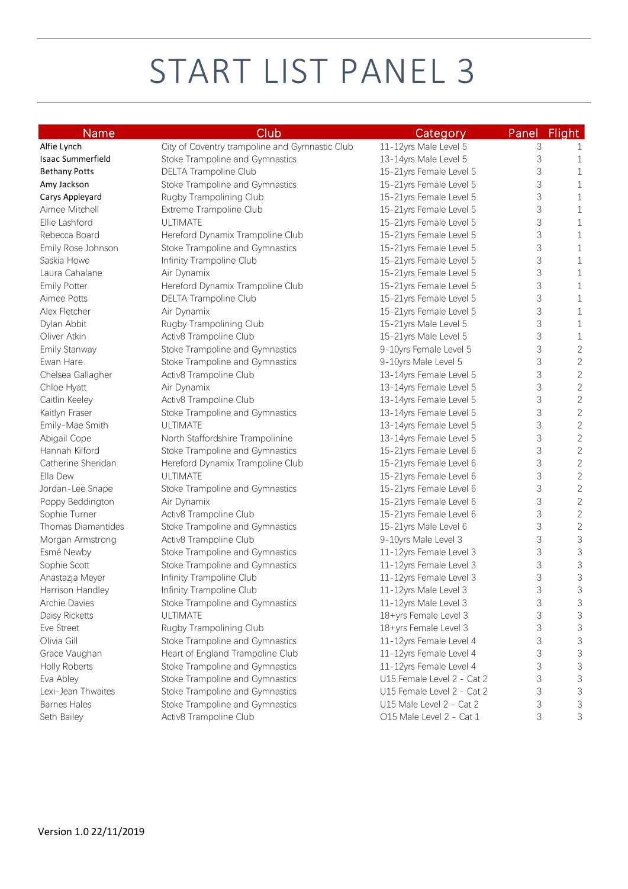# START LIST PANEL 3

| Name | Club | Category | Panel | Flight |
|---|---|---|---|---|
| Alfie Lynch | City of Coventry trampoline and Gymnastic Club | 11-12yrs Male Level 5 | 3 | 1 |
| Isaac Summerfield | Stoke Trampoline and Gymnastics | 13-14yrs Male Level 5 | 3 | 1 |
| Bethany Potts | DELTA Trampoline Club | 15-21yrs Female Level 5 | 3 | 1 |
| Amy Jackson | Stoke Trampoline and Gymnastics | 15-21yrs Female Level 5 | 3 | 1 |
| Carys Appleyard | Rugby Trampolining Club | 15-21yrs Female Level 5 | 3 | 1 |
| Aimee Mitchell | Extreme Trampoline Club | 15-21yrs Female Level 5 | 3 | 1 |
| Ellie Lashford | ULTIMATE | 15-21yrs Female Level 5 | 3 | 1 |
| Rebecca Board | Hereford Dynamix Trampoline Club | 15-21yrs Female Level 5 | 3 | 1 |
| Emily Rose Johnson | Stoke Trampoline and Gymnastics | 15-21yrs Female Level 5 | 3 | 1 |
| Saskia Howe | Infinity Trampoline Club | 15-21yrs Female Level 5 | 3 | 1 |
| Laura Cahalane | Air Dynamix | 15-21yrs Female Level 5 | 3 | 1 |
| Emily Potter | Hereford Dynamix Trampoline Club | 15-21yrs Female Level 5 | 3 | 1 |
| Aimee Potts | DELTA Trampoline Club | 15-21yrs Female Level 5 | 3 | 1 |
| Alex Fletcher | Air Dynamix | 15-21yrs Female Level 5 | 3 | 1 |
| Dylan Abbit | Rugby Trampolining Club | 15-21yrs Male Level 5 | 3 | 1 |
| Oliver Atkin | Activ8 Trampoline Club | 15-21yrs Male Level 5 | 3 | 1 |
| Emily Stanway | Stoke Trampoline and Gymnastics | 9-10yrs Female Level 5 | 3 | 2 |
| Ewan Hare | Stoke Trampoline and Gymnastics | 9-10yrs Male Level 5 | 3 | 2 |
| Chelsea Gallagher | Activ8 Trampoline Club | 13-14yrs Female Level 5 | 3 | 2 |
| Chloe Hyatt | Air Dynamix | 13-14yrs Female Level 5 | 3 | 2 |
| Caitlin Keeley | Activ8 Trampoline Club | 13-14yrs Female Level 5 | 3 | 2 |
| Kaitlyn Fraser | Stoke Trampoline and Gymnastics | 13-14yrs Female Level 5 | 3 | 2 |
| Emily-Mae Smith | ULTIMATE | 13-14yrs Female Level 5 | 3 | 2 |
| Abigail Cope | North Staffordshire Trampolinine | 13-14yrs Female Level 5 | 3 | 2 |
| Hannah Kilford | Stoke Trampoline and Gymnastics | 15-21yrs Female Level 6 | 3 | 2 |
| Catherine Sheridan | Hereford Dynamix Trampoline Club | 15-21yrs Female Level 6 | 3 | 2 |
| Ella Dew | ULTIMATE | 15-21yrs Female Level 6 | 3 | 2 |
| Jordan-Lee Snape | Stoke Trampoline and Gymnastics | 15-21yrs Female Level 6 | 3 | 2 |
| Poppy Beddington | Air Dynamix | 15-21yrs Female Level 6 | 3 | 2 |
| Sophie Turner | Activ8 Trampoline Club | 15-21yrs Female Level 6 | 3 | 2 |
| Thomas Diamantides | Stoke Trampoline and Gymnastics | 15-21yrs Male Level 6 | 3 | 2 |
| Morgan Armstrong | Activ8 Trampoline Club | 9-10yrs Male Level 3 | 3 | 3 |
| Esmé Newby | Stoke Trampoline and Gymnastics | 11-12yrs Female Level 3 | 3 | 3 |
| Sophie Scott | Stoke Trampoline and Gymnastics | 11-12yrs Female Level 3 | 3 | 3 |
| Anastazja Meyer | Infinity Trampoline Club | 11-12yrs Female Level 3 | 3 | 3 |
| Harrison Handley | Infinity Trampoline Club | 11-12yrs Male Level 3 | 3 | 3 |
| Archie Davies | Stoke Trampoline and Gymnastics | 11-12yrs Male Level 3 | 3 | 3 |
| Daisy Ricketts | ULTIMATE | 18+yrs Female Level 3 | 3 | 3 |
| Eve Street | Rugby Trampolining Club | 18+yrs Female Level 3 | 3 | 3 |
| Olivia Gill | Stoke Trampoline and Gymnastics | 11-12yrs Female Level 4 | 3 | 3 |
| Grace Vaughan | Heart of England Trampoline Club | 11-12yrs Female Level 4 | 3 | 3 |
| Holly Roberts | Stoke Trampoline and Gymnastics | 11-12yrs Female Level 4 | 3 | 3 |
| Eva Abley | Stoke Trampoline and Gymnastics | U15 Female Level 2 - Cat 2 | 3 | 3 |
| Lexi-Jean Thwaites | Stoke Trampoline and Gymnastics | U15 Female Level 2 - Cat 2 | 3 | 3 |
| Barnes Hales | Stoke Trampoline and Gymnastics | U15 Male Level 2 - Cat 2 | 3 | 3 |
| Seth Bailey | Activ8 Trampoline Club | O15 Male Level 2 - Cat 1 | 3 | 3 |

Version 1.0 22/11/2019